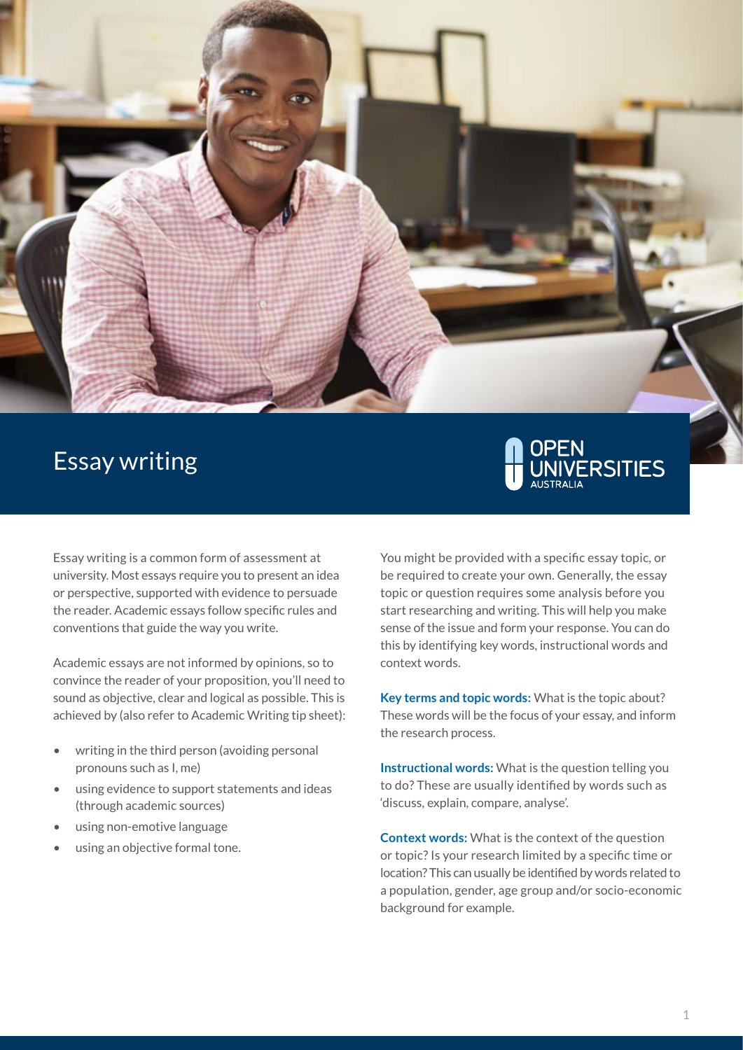# Essay writing

Essay writing is a common form of assessment at university. Most essays require you to present an idea or perspective, supported with evidence to persuade the reader. Academic essays follow specific rules and conventions that guide the way you write.

Academic essays are not informed by opinions, so to convince the reader of your proposition, you'll need to sound as objective, clear and logical as possible. This is achieved by (also refer to Academic Writing tip sheet):

- writing in the third person (avoiding personal pronouns such as I, me)
- using evidence to support statements and ideas (through academic sources)
- using non-emotive language
- using an objective formal tone.

You might be provided with a specific essay topic, or be required to create your own. Generally, the essay topic or question requires some analysis before you start researching and writing. This will help you make sense of the issue and form your response. You can do this by identifying key words, instructional words and context words.

**Key terms and topic words:** What is the topic about? These words will be the focus of your essay, and inform the research process.

**Instructional words:** What is the question telling you to do? These are usually identified by words such as 'discuss, explain, compare, analyse'.

**Context words:** What is the context of the question or topic? Is your research limited by a specific time or location? This can usually be identified by words related to a population, gender, age group and/or socio-economic background for example.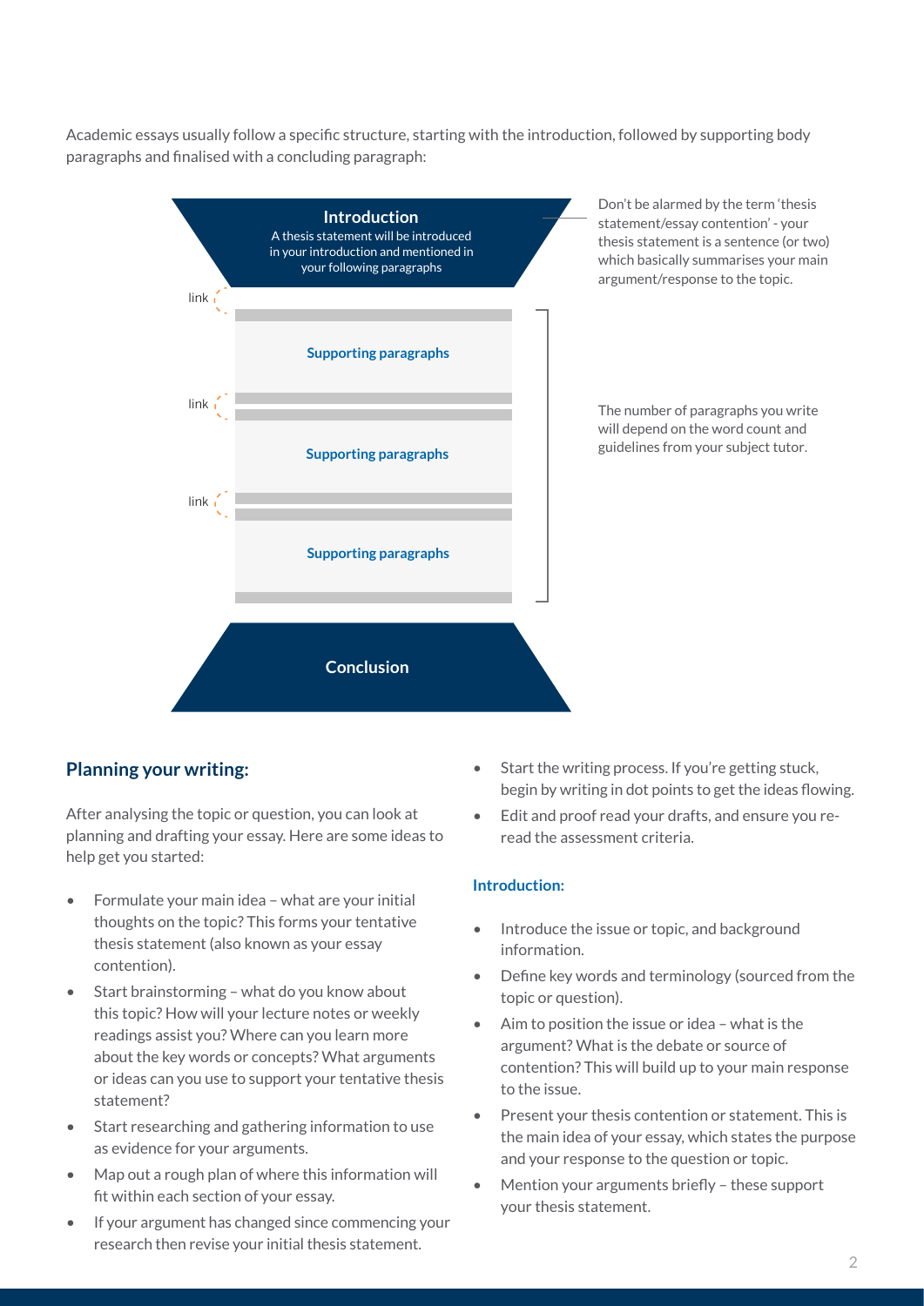Academic essays usually follow a specific structure, starting with the introduction, followed by supporting body paragraphs and finalised with a concluding paragraph:

**Introduction**

A thesis statement will be introduced in your introduction and mentioned in your following paragraphs

Don't be alarmed by the term 'thesis statement/essay contention' - your thesis statement is a sentence (or two) which basically summarises your main argument/response to the topic.

link

**Supporting paragraphs**

link

**Supporting paragraphs**

link

**Supporting paragraphs**

The number of paragraphs you write will depend on the word count and guidelines from your subject tutor.

**Conclusion**

## Planning your writing:

After analysing the topic or question, you can look at planning and drafting your essay. Here are some ideas to help get you started:

- Formulate your main idea – what are your initial thoughts on the topic? This forms your tentative thesis statement (also known as your essay contention).
- Start brainstorming – what do you know about this topic? How will your lecture notes or weekly readings assist you? Where can you learn more about the key words or concepts? What arguments or ideas can you use to support your tentative thesis statement?
- Start researching and gathering information to use as evidence for your arguments.
- Map out a rough plan of where this information will fit within each section of your essay.
- If your argument has changed since commencing your research then revise your initial thesis statement.
- Start the writing process. If you're getting stuck, begin by writing in dot points to get the ideas flowing.
- Edit and proof read your drafts, and ensure you re-read the assessment criteria.

### Introduction:

- Introduce the issue or topic, and background information.
- Define key words and terminology (sourced from the topic or question).
- Aim to position the issue or idea – what is the argument? What is the debate or source of contention? This will build up to your main response to the issue.
- Present your thesis contention or statement. This is the main idea of your essay, which states the purpose and your response to the question or topic.
- Mention your arguments briefly – these support your thesis statement.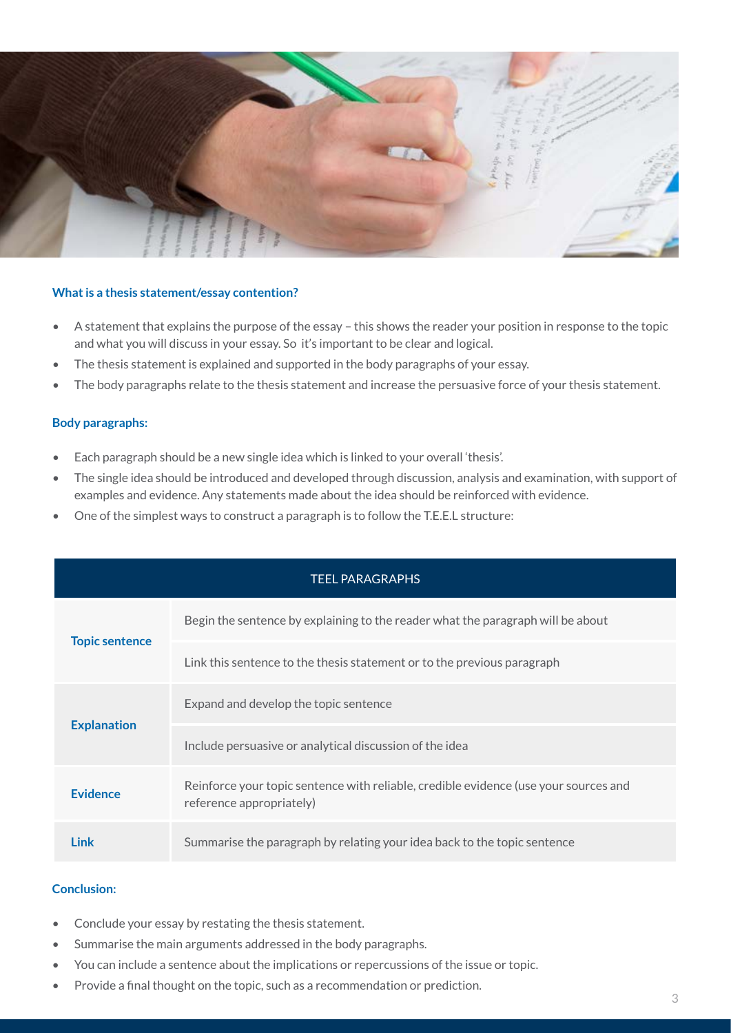### What is a thesis statement/essay contention?

- A statement that explains the purpose of the essay – this shows the reader your position in response to the topic and what you will discuss in your essay. So it's important to be clear and logical.
- The thesis statement is explained and supported in the body paragraphs of your essay.
- The body paragraphs relate to the thesis statement and increase the persuasive force of your thesis statement.

### Body paragraphs:

- Each paragraph should be a new single idea which is linked to your overall 'thesis'.
- The single idea should be introduced and developed through discussion, analysis and examination, with support of examples and evidence. Any statements made about the idea should be reinforced with evidence.
- One of the simplest ways to construct a paragraph is to follow the T.E.E.L structure:

| TEEL PARAGRAPHS | |
|---|---|
| **Topic sentence** | Begin the sentence by explaining to the reader what the paragraph will be about |
| | Link this sentence to the thesis statement or to the previous paragraph |
| **Explanation** | Expand and develop the topic sentence |
| | Include persuasive or analytical discussion of the idea |
| **Evidence** | Reinforce your topic sentence with reliable, credible evidence (use your sources and reference appropriately) |
| **Link** | Summarise the paragraph by relating your idea back to the topic sentence |

### Conclusion:

- Conclude your essay by restating the thesis statement.
- Summarise the main arguments addressed in the body paragraphs.
- You can include a sentence about the implications or repercussions of the issue or topic.
- Provide a final thought on the topic, such as a recommendation or prediction.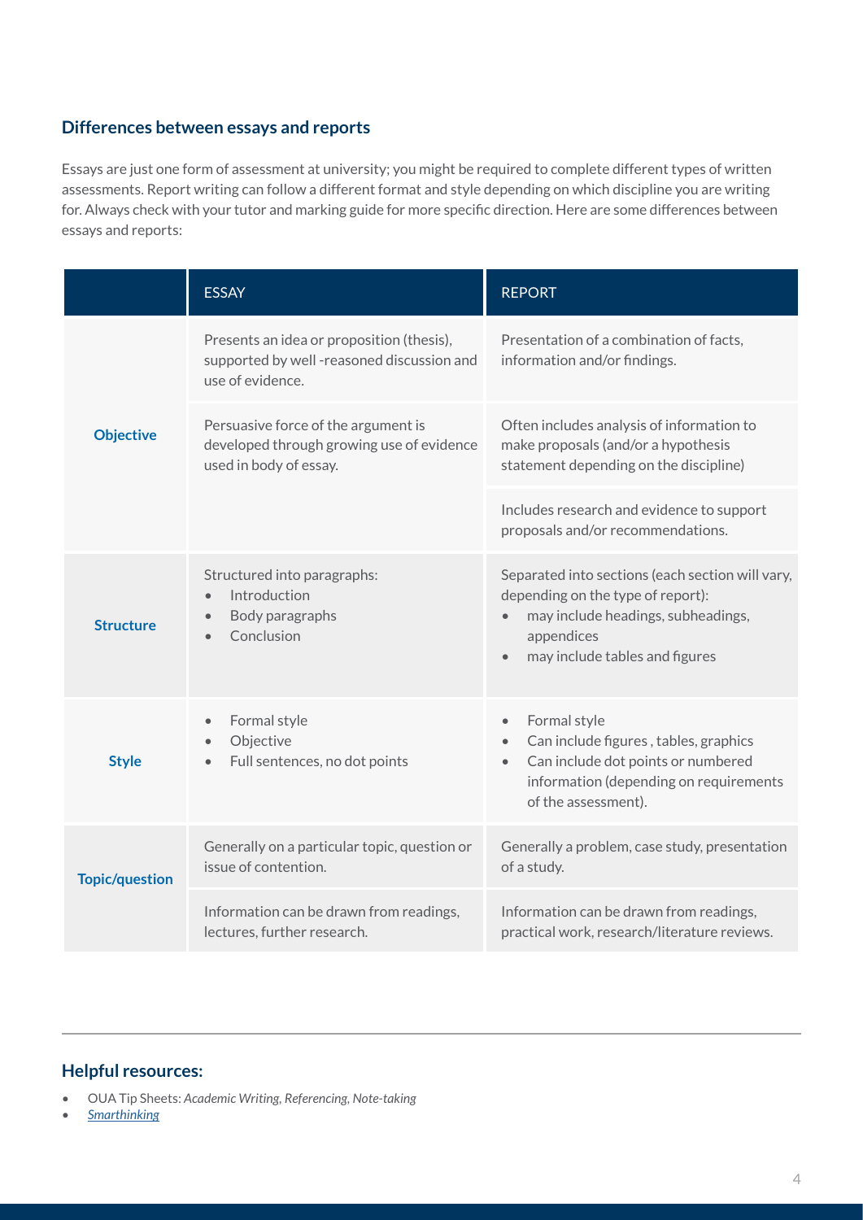## Differences between essays and reports

Essays are just one form of assessment at university; you might be required to complete different types of written assessments. Report writing can follow a different format and style depending on which discipline you are writing for. Always check with your tutor and marking guide for more specific direction. Here are some differences between essays and reports:

| | ESSAY | REPORT |
|---|---|---|
| **Objective** | Presents an idea or proposition (thesis), supported by well -reasoned discussion and use of evidence. | Presentation of a combination of facts, information and/or findings. |
| | Persuasive force of the argument is developed through growing use of evidence used in body of essay. | Often includes analysis of information to make proposals (and/or a hypothesis statement depending on the discipline) |
| | | Includes research and evidence to support proposals and/or recommendations. |
| **Structure** | Structured into paragraphs:<br>• Introduction<br>• Body paragraphs<br>• Conclusion | Separated into sections (each section will vary, depending on the type of report):<br>• may include headings, subheadings, appendices<br>• may include tables and figures |
| **Style** | • Formal style<br>• Objective<br>• Full sentences, no dot points | • Formal style<br>• Can include figures , tables, graphics<br>• Can include dot points or numbered information (depending on requirements of the assessment). |
| **Topic/question** | Generally on a particular topic, question or issue of contention. | Generally a problem, case study, presentation of a study. |
| | Information can be drawn from readings, lectures, further research. | Information can be drawn from readings, practical work, research/literature reviews. |

## Helpful resources:

- OUA Tip Sheets: *Academic Writing, Referencing, Note-taking*
- *Smarthinking*